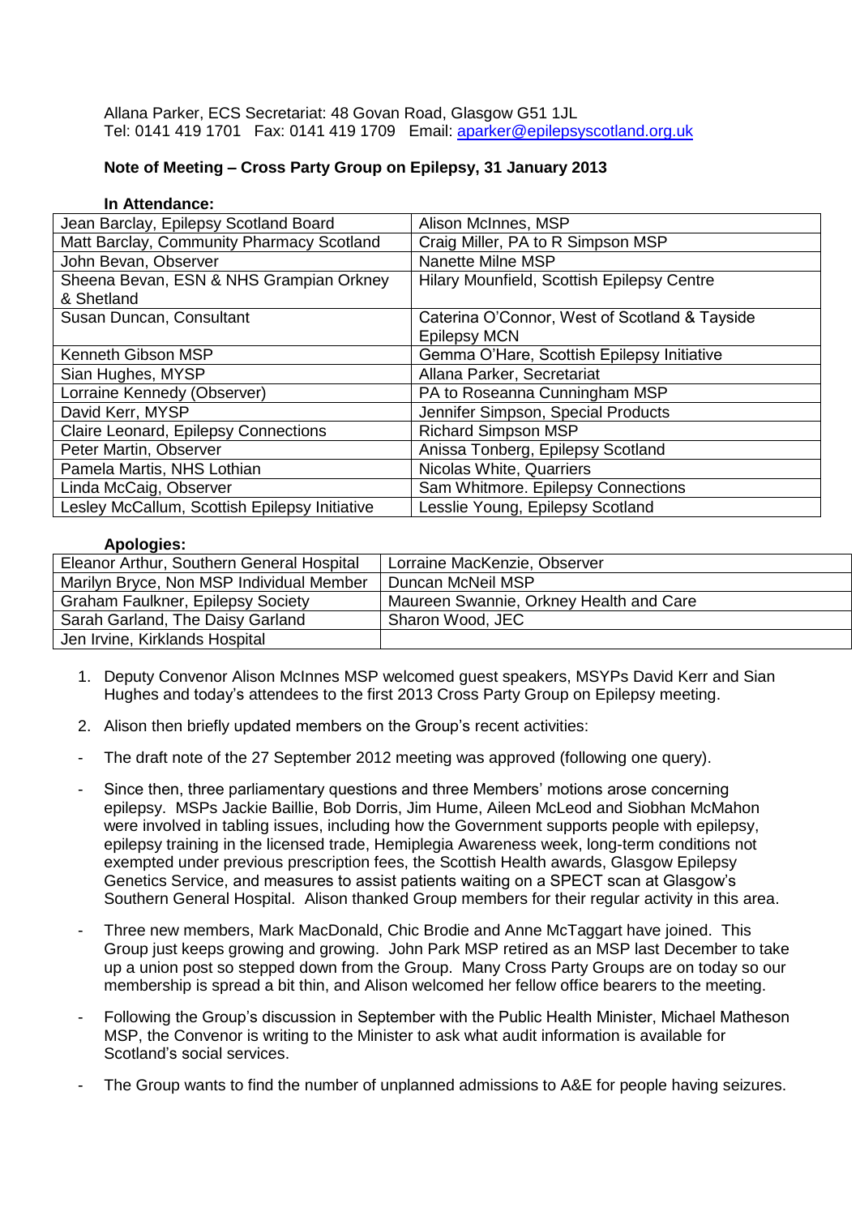Allana Parker, ECS Secretariat: 48 Govan Road, Glasgow G51 1JL
Tel: 0141 419 1701 Fax: 0141 419 1709 Email: aparker@epilepsyscotland.org.uk

**Note of Meeting – Cross Party Group on Epilepsy, 31 January 2013**

**In Attendance:**

| | |
|---|---|
| Jean Barclay, Epilepsy Scotland Board | Alison McInnes, MSP |
| Matt Barclay, Community Pharmacy Scotland | Craig Miller, PA to R Simpson MSP |
| John Bevan, Observer | Nanette Milne MSP |
| Sheena Bevan, ESN & NHS Grampian Orkney & Shetland | Hilary Mounfield, Scottish Epilepsy Centre |
| Susan Duncan, Consultant | Caterina O'Connor, West of Scotland & Tayside Epilepsy MCN |
| Kenneth Gibson MSP | Gemma O'Hare, Scottish Epilepsy Initiative |
| Sian Hughes, MYSP | Allana Parker, Secretariat |
| Lorraine Kennedy (Observer) | PA to Roseanna Cunningham MSP |
| David Kerr, MYSP | Jennifer Simpson, Special Products |
| Claire Leonard, Epilepsy Connections | Richard Simpson MSP |
| Peter Martin, Observer | Anissa Tonberg, Epilepsy Scotland |
| Pamela Martis, NHS Lothian | Nicolas White, Quarriers |
| Linda McCaig, Observer | Sam Whitmore. Epilepsy Connections |
| Lesley McCallum, Scottish Epilepsy Initiative | Lesslie Young, Epilepsy Scotland |

**Apologies:**

| | |
|---|---|
| Eleanor Arthur, Southern General Hospital | Lorraine MacKenzie, Observer |
| Marilyn Bryce, Non MSP Individual Member | Duncan McNeil MSP |
| Graham Faulkner, Epilepsy Society | Maureen Swannie, Orkney Health and Care |
| Sarah Garland, The Daisy Garland | Sharon Wood, JEC |
| Jen Irvine, Kirklands Hospital | |

1. Deputy Convenor Alison McInnes MSP welcomed guest speakers, MSYPs David Kerr and Sian Hughes and today's attendees to the first 2013 Cross Party Group on Epilepsy meeting.

2. Alison then briefly updated members on the Group's recent activities:

- The draft note of the 27 September 2012 meeting was approved (following one query).

- Since then, three parliamentary questions and three Members' motions arose concerning epilepsy. MSPs Jackie Baillie, Bob Dorris, Jim Hume, Aileen McLeod and Siobhan McMahon were involved in tabling issues, including how the Government supports people with epilepsy, epilepsy training in the licensed trade, Hemiplegia Awareness week, long-term conditions not exempted under previous prescription fees, the Scottish Health awards, Glasgow Epilepsy Genetics Service, and measures to assist patients waiting on a SPECT scan at Glasgow's Southern General Hospital. Alison thanked Group members for their regular activity in this area.

- Three new members, Mark MacDonald, Chic Brodie and Anne McTaggart have joined. This Group just keeps growing and growing. John Park MSP retired as an MSP last December to take up a union post so stepped down from the Group. Many Cross Party Groups are on today so our membership is spread a bit thin, and Alison welcomed her fellow office bearers to the meeting.

- Following the Group's discussion in September with the Public Health Minister, Michael Matheson MSP, the Convenor is writing to the Minister to ask what audit information is available for Scotland's social services.

- The Group wants to find the number of unplanned admissions to A&E for people having seizures.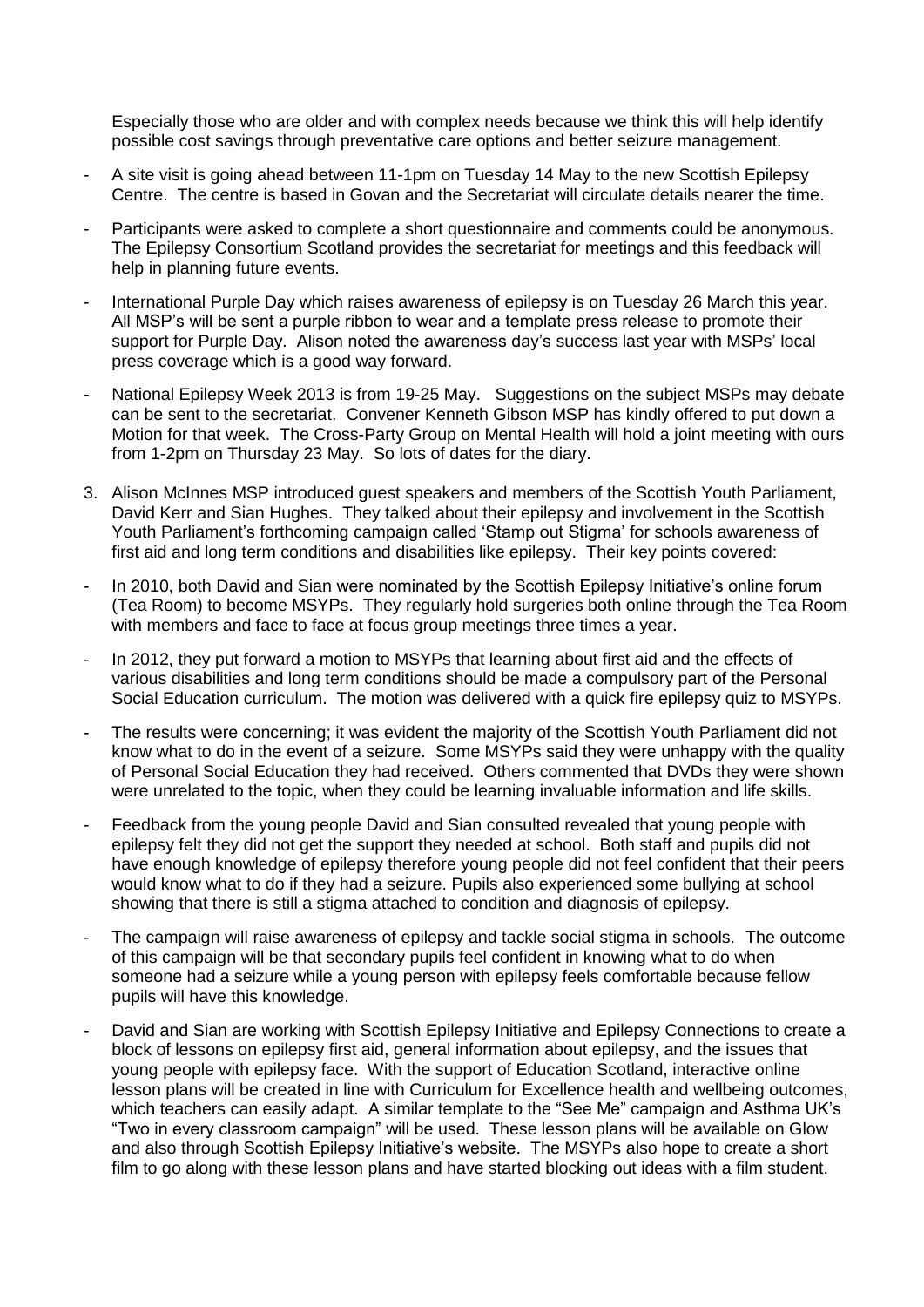Especially those who are older and with complex needs because we think this will help identify possible cost savings through preventative care options and better seizure management.

- A site visit is going ahead between 11-1pm on Tuesday 14 May to the new Scottish Epilepsy Centre. The centre is based in Govan and the Secretariat will circulate details nearer the time.
- Participants were asked to complete a short questionnaire and comments could be anonymous. The Epilepsy Consortium Scotland provides the secretariat for meetings and this feedback will help in planning future events.
- International Purple Day which raises awareness of epilepsy is on Tuesday 26 March this year. All MSP's will be sent a purple ribbon to wear and a template press release to promote their support for Purple Day. Alison noted the awareness day's success last year with MSPs' local press coverage which is a good way forward.
- National Epilepsy Week 2013 is from 19-25 May. Suggestions on the subject MSPs may debate can be sent to the secretariat. Convener Kenneth Gibson MSP has kindly offered to put down a Motion for that week. The Cross-Party Group on Mental Health will hold a joint meeting with ours from 1-2pm on Thursday 23 May. So lots of dates for the diary.

3. Alison McInnes MSP introduced guest speakers and members of the Scottish Youth Parliament, David Kerr and Sian Hughes. They talked about their epilepsy and involvement in the Scottish Youth Parliament's forthcoming campaign called 'Stamp out Stigma' for schools awareness of first aid and long term conditions and disabilities like epilepsy. Their key points covered:

- In 2010, both David and Sian were nominated by the Scottish Epilepsy Initiative's online forum (Tea Room) to become MSYPs. They regularly hold surgeries both online through the Tea Room with members and face to face at focus group meetings three times a year.
- In 2012, they put forward a motion to MSYPs that learning about first aid and the effects of various disabilities and long term conditions should be made a compulsory part of the Personal Social Education curriculum. The motion was delivered with a quick fire epilepsy quiz to MSYPs.
- The results were concerning; it was evident the majority of the Scottish Youth Parliament did not know what to do in the event of a seizure. Some MSYPs said they were unhappy with the quality of Personal Social Education they had received. Others commented that DVDs they were shown were unrelated to the topic, when they could be learning invaluable information and life skills.
- Feedback from the young people David and Sian consulted revealed that young people with epilepsy felt they did not get the support they needed at school. Both staff and pupils did not have enough knowledge of epilepsy therefore young people did not feel confident that their peers would know what to do if they had a seizure. Pupils also experienced some bullying at school showing that there is still a stigma attached to condition and diagnosis of epilepsy.
- The campaign will raise awareness of epilepsy and tackle social stigma in schools. The outcome of this campaign will be that secondary pupils feel confident in knowing what to do when someone had a seizure while a young person with epilepsy feels comfortable because fellow pupils will have this knowledge.
- David and Sian are working with Scottish Epilepsy Initiative and Epilepsy Connections to create a block of lessons on epilepsy first aid, general information about epilepsy, and the issues that young people with epilepsy face. With the support of Education Scotland, interactive online lesson plans will be created in line with Curriculum for Excellence health and wellbeing outcomes, which teachers can easily adapt. A similar template to the "See Me" campaign and Asthma UK's "Two in every classroom campaign" will be used. These lesson plans will be available on Glow and also through Scottish Epilepsy Initiative's website. The MSYPs also hope to create a short film to go along with these lesson plans and have started blocking out ideas with a film student.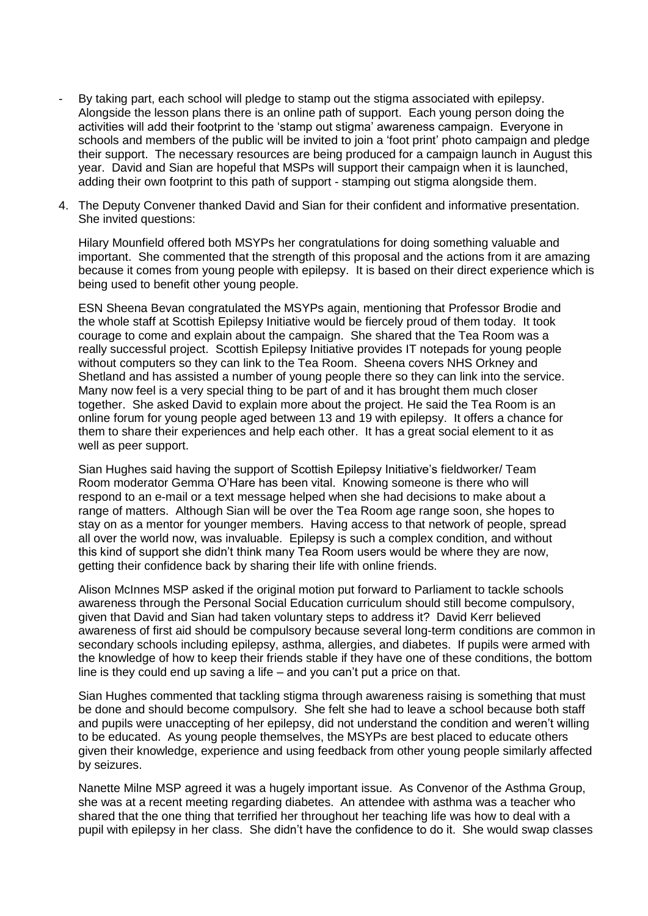- By taking part, each school will pledge to stamp out the stigma associated with epilepsy. Alongside the lesson plans there is an online path of support. Each young person doing the activities will add their footprint to the 'stamp out stigma' awareness campaign. Everyone in schools and members of the public will be invited to join a 'foot print' photo campaign and pledge their support. The necessary resources are being produced for a campaign launch in August this year. David and Sian are hopeful that MSPs will support their campaign when it is launched, adding their own footprint to this path of support - stamping out stigma alongside them.

4. The Deputy Convener thanked David and Sian for their confident and informative presentation. She invited questions:

   Hilary Mounfield offered both MSYPs her congratulations for doing something valuable and important. She commented that the strength of this proposal and the actions from it are amazing because it comes from young people with epilepsy. It is based on their direct experience which is being used to benefit other young people.

   ESN Sheena Bevan congratulated the MSYPs again, mentioning that Professor Brodie and the whole staff at Scottish Epilepsy Initiative would be fiercely proud of them today. It took courage to come and explain about the campaign. She shared that the Tea Room was a really successful project. Scottish Epilepsy Initiative provides IT notepads for young people without computers so they can link to the Tea Room. Sheena covers NHS Orkney and Shetland and has assisted a number of young people there so they can link into the service. Many now feel is a very special thing to be part of and it has brought them much closer together. She asked David to explain more about the project. He said the Tea Room is an online forum for young people aged between 13 and 19 with epilepsy. It offers a chance for them to share their experiences and help each other. It has a great social element to it as well as peer support.

   Sian Hughes said having the support of Scottish Epilepsy Initiative's fieldworker/ Team Room moderator Gemma O'Hare has been vital. Knowing someone is there who will respond to an e-mail or a text message helped when she had decisions to make about a range of matters. Although Sian will be over the Tea Room age range soon, she hopes to stay on as a mentor for younger members. Having access to that network of people, spread all over the world now, was invaluable. Epilepsy is such a complex condition, and without this kind of support she didn't think many Tea Room users would be where they are now, getting their confidence back by sharing their life with online friends.

   Alison McInnes MSP asked if the original motion put forward to Parliament to tackle schools awareness through the Personal Social Education curriculum should still become compulsory, given that David and Sian had taken voluntary steps to address it? David Kerr believed awareness of first aid should be compulsory because several long-term conditions are common in secondary schools including epilepsy, asthma, allergies, and diabetes. If pupils were armed with the knowledge of how to keep their friends stable if they have one of these conditions, the bottom line is they could end up saving a life – and you can't put a price on that.

   Sian Hughes commented that tackling stigma through awareness raising is something that must be done and should become compulsory. She felt she had to leave a school because both staff and pupils were unaccepting of her epilepsy, did not understand the condition and weren't willing to be educated. As young people themselves, the MSYPs are best placed to educate others given their knowledge, experience and using feedback from other young people similarly affected by seizures.

   Nanette Milne MSP agreed it was a hugely important issue. As Convenor of the Asthma Group, she was at a recent meeting regarding diabetes. An attendee with asthma was a teacher who shared that the one thing that terrified her throughout her teaching life was how to deal with a pupil with epilepsy in her class. She didn't have the confidence to do it. She would swap classes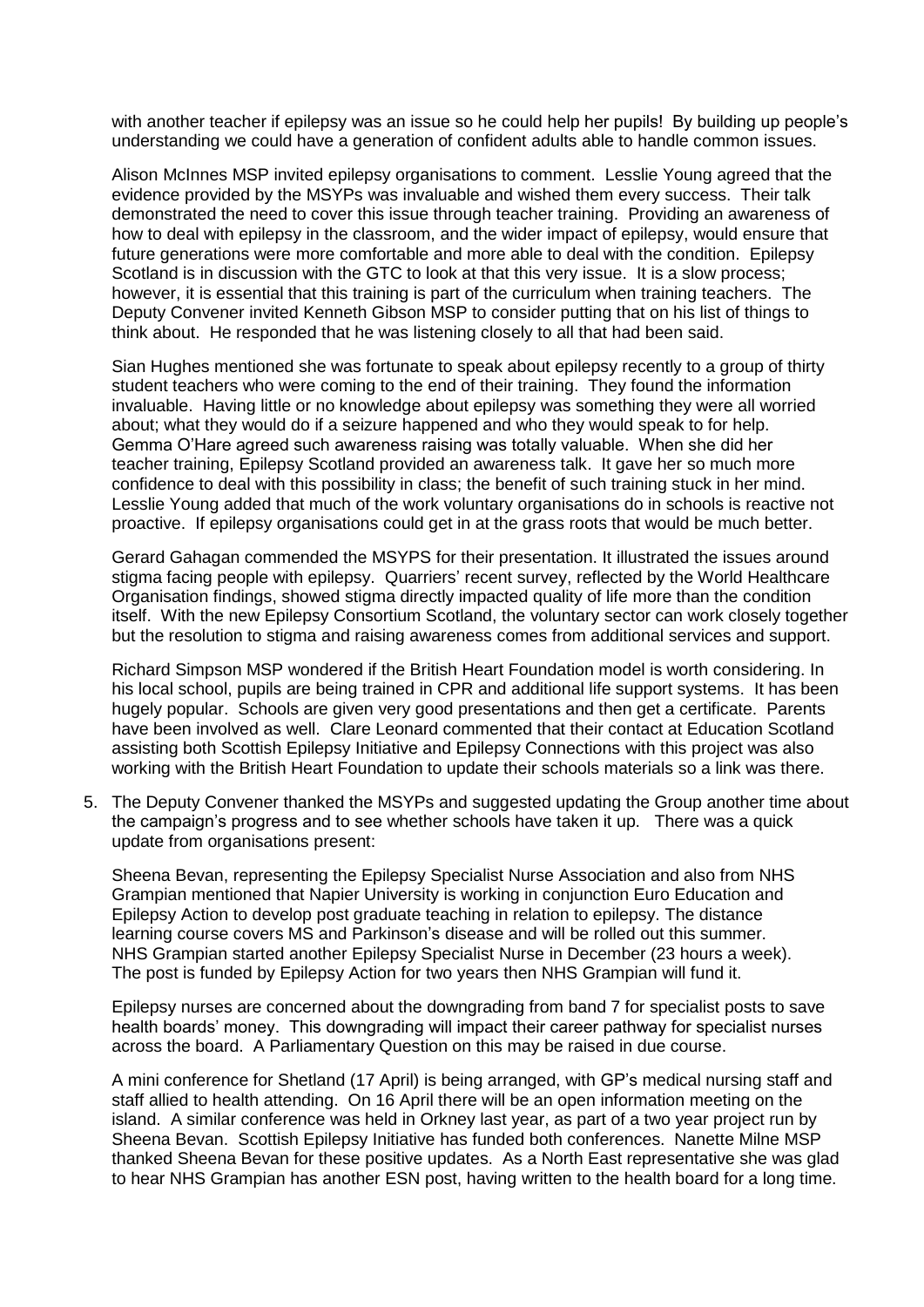with another teacher if epilepsy was an issue so he could help her pupils! By building up people's understanding we could have a generation of confident adults able to handle common issues.

Alison McInnes MSP invited epilepsy organisations to comment. Lesslie Young agreed that the evidence provided by the MSYPs was invaluable and wished them every success. Their talk demonstrated the need to cover this issue through teacher training. Providing an awareness of how to deal with epilepsy in the classroom, and the wider impact of epilepsy, would ensure that future generations were more comfortable and more able to deal with the condition. Epilepsy Scotland is in discussion with the GTC to look at that this very issue. It is a slow process; however, it is essential that this training is part of the curriculum when training teachers. The Deputy Convener invited Kenneth Gibson MSP to consider putting that on his list of things to think about. He responded that he was listening closely to all that had been said.

Sian Hughes mentioned she was fortunate to speak about epilepsy recently to a group of thirty student teachers who were coming to the end of their training. They found the information invaluable. Having little or no knowledge about epilepsy was something they were all worried about; what they would do if a seizure happened and who they would speak to for help. Gemma O'Hare agreed such awareness raising was totally valuable. When she did her teacher training, Epilepsy Scotland provided an awareness talk. It gave her so much more confidence to deal with this possibility in class; the benefit of such training stuck in her mind. Lesslie Young added that much of the work voluntary organisations do in schools is reactive not proactive. If epilepsy organisations could get in at the grass roots that would be much better.

Gerard Gahagan commended the MSYPS for their presentation. It illustrated the issues around stigma facing people with epilepsy. Quarriers' recent survey, reflected by the World Healthcare Organisation findings, showed stigma directly impacted quality of life more than the condition itself. With the new Epilepsy Consortium Scotland, the voluntary sector can work closely together but the resolution to stigma and raising awareness comes from additional services and support.

Richard Simpson MSP wondered if the British Heart Foundation model is worth considering. In his local school, pupils are being trained in CPR and additional life support systems. It has been hugely popular. Schools are given very good presentations and then get a certificate. Parents have been involved as well. Clare Leonard commented that their contact at Education Scotland assisting both Scottish Epilepsy Initiative and Epilepsy Connections with this project was also working with the British Heart Foundation to update their schools materials so a link was there.

5. The Deputy Convener thanked the MSYPs and suggested updating the Group another time about the campaign's progress and to see whether schools have taken it up. There was a quick update from organisations present:

   Sheena Bevan, representing the Epilepsy Specialist Nurse Association and also from NHS Grampian mentioned that Napier University is working in conjunction Euro Education and Epilepsy Action to develop post graduate teaching in relation to epilepsy. The distance learning course covers MS and Parkinson's disease and will be rolled out this summer. NHS Grampian started another Epilepsy Specialist Nurse in December (23 hours a week). The post is funded by Epilepsy Action for two years then NHS Grampian will fund it.

   Epilepsy nurses are concerned about the downgrading from band 7 for specialist posts to save health boards' money. This downgrading will impact their career pathway for specialist nurses across the board. A Parliamentary Question on this may be raised in due course.

   A mini conference for Shetland (17 April) is being arranged, with GP's medical nursing staff and staff allied to health attending. On 16 April there will be an open information meeting on the island. A similar conference was held in Orkney last year, as part of a two year project run by Sheena Bevan. Scottish Epilepsy Initiative has funded both conferences. Nanette Milne MSP thanked Sheena Bevan for these positive updates. As a North East representative she was glad to hear NHS Grampian has another ESN post, having written to the health board for a long time.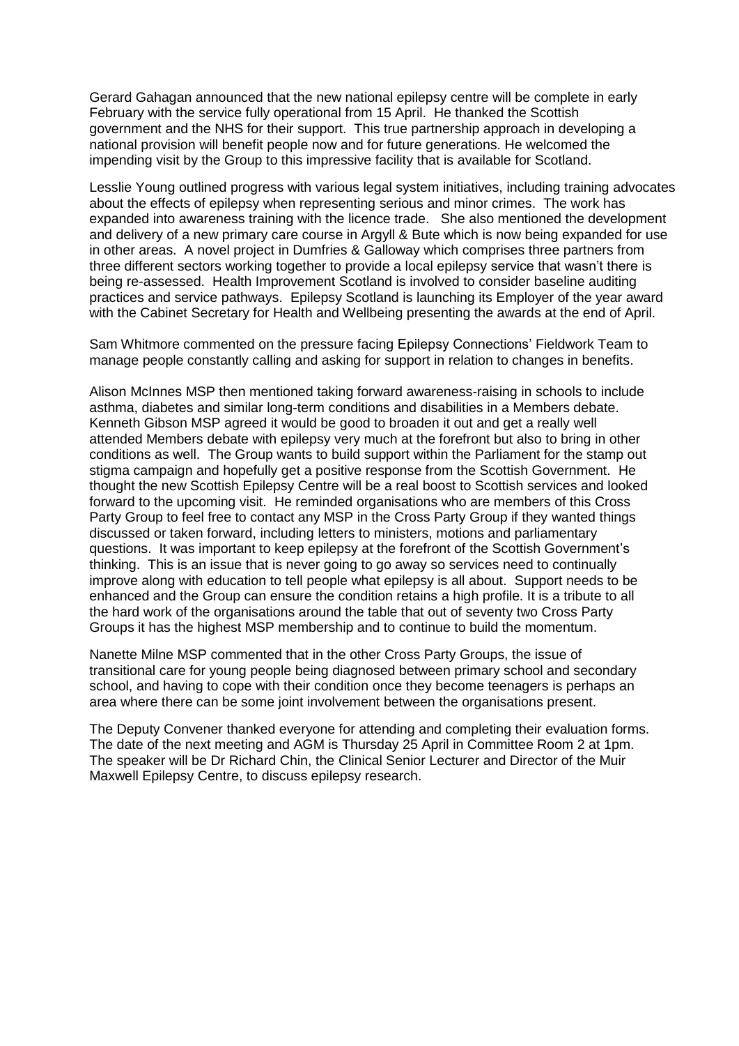Gerard Gahagan announced that the new national epilepsy centre will be complete in early February with the service fully operational from 15 April. He thanked the Scottish government and the NHS for their support. This true partnership approach in developing a national provision will benefit people now and for future generations. He welcomed the impending visit by the Group to this impressive facility that is available for Scotland.

Lesslie Young outlined progress with various legal system initiatives, including training advocates about the effects of epilepsy when representing serious and minor crimes. The work has expanded into awareness training with the licence trade. She also mentioned the development and delivery of a new primary care course in Argyll & Bute which is now being expanded for use in other areas. A novel project in Dumfries & Galloway which comprises three partners from three different sectors working together to provide a local epilepsy service that wasn't there is being re-assessed. Health Improvement Scotland is involved to consider baseline auditing practices and service pathways. Epilepsy Scotland is launching its Employer of the year award with the Cabinet Secretary for Health and Wellbeing presenting the awards at the end of April.

Sam Whitmore commented on the pressure facing Epilepsy Connections' Fieldwork Team to manage people constantly calling and asking for support in relation to changes in benefits.

Alison McInnes MSP then mentioned taking forward awareness-raising in schools to include asthma, diabetes and similar long-term conditions and disabilities in a Members debate. Kenneth Gibson MSP agreed it would be good to broaden it out and get a really well attended Members debate with epilepsy very much at the forefront but also to bring in other conditions as well. The Group wants to build support within the Parliament for the stamp out stigma campaign and hopefully get a positive response from the Scottish Government. He thought the new Scottish Epilepsy Centre will be a real boost to Scottish services and looked forward to the upcoming visit. He reminded organisations who are members of this Cross Party Group to feel free to contact any MSP in the Cross Party Group if they wanted things discussed or taken forward, including letters to ministers, motions and parliamentary questions. It was important to keep epilepsy at the forefront of the Scottish Government's thinking. This is an issue that is never going to go away so services need to continually improve along with education to tell people what epilepsy is all about. Support needs to be enhanced and the Group can ensure the condition retains a high profile. It is a tribute to all the hard work of the organisations around the table that out of seventy two Cross Party Groups it has the highest MSP membership and to continue to build the momentum.

Nanette Milne MSP commented that in the other Cross Party Groups, the issue of transitional care for young people being diagnosed between primary school and secondary school, and having to cope with their condition once they become teenagers is perhaps an area where there can be some joint involvement between the organisations present.

The Deputy Convener thanked everyone for attending and completing their evaluation forms. The date of the next meeting and AGM is Thursday 25 April in Committee Room 2 at 1pm. The speaker will be Dr Richard Chin, the Clinical Senior Lecturer and Director of the Muir Maxwell Epilepsy Centre, to discuss epilepsy research.